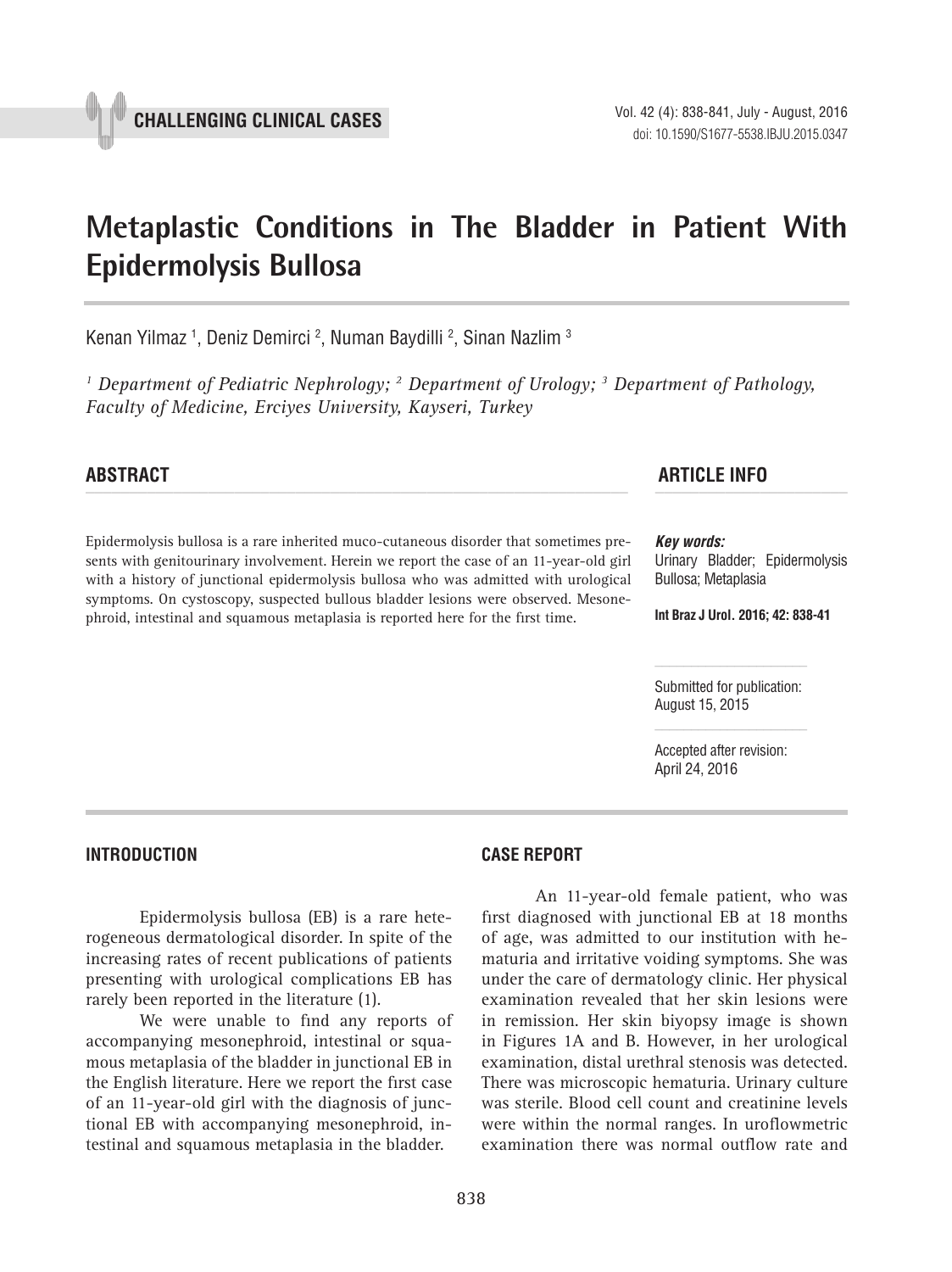CHALLENGING CLINICAL CASES

# Metaplastic Conditions in The Bladder in Patient With Epidermolysis Bullosa

Kenan Yilmaz [1], Deniz Demirci [2], Numan Baydilli [2], Sinan Nazlim [3]

*[1] Department of Pediatric Nephrology; [2] Department of Urology; [3] Department of Pathology, Faculty of Medicine, Erciyes University, Kayseri, Turkey*

## ABSTRACT

Epidermolysis bullosa is a rare inherited muco-cutaneous disorder that sometimes presents with genitourinary involvement. Herein we report the case of an 11-year-old girl with a history of junctional epidermolysis bullosa who was admitted with urological symptoms. On cystoscopy, suspected bullous bladder lesions were observed. Mesonephroid, intestinal and squamous metaplasia is reported here for the first time.

## ARTICLE INFO

***Key words:***
Urinary Bladder; Epidermolysis Bullosa; Metaplasia

**Int Braz J Urol. 2016; 42: 838-41**

Submitted for publication:
August 15, 2015

Accepted after revision:
April 24, 2016

## INTRODUCTION

Epidermolysis bullosa (EB) is a rare heterogeneous dermatological disorder. In spite of the increasing rates of recent publications of patients presenting with urological complications EB has rarely been reported in the literature (1).

We were unable to find any reports of accompanying mesonephroid, intestinal or squamous metaplasia of the bladder in junctional EB in the English literature. Here we report the first case of an 11-year-old girl with the diagnosis of junctional EB with accompanying mesonephroid, intestinal and squamous metaplasia in the bladder.

## CASE REPORT

An 11-year-old female patient, who was first diagnosed with junctional EB at 18 months of age, was admitted to our institution with hematuria and irritative voiding symptoms. She was under the care of dermatology clinic. Her physical examination revealed that her skin lesions were in remission. Her skin biyopsy image is shown in Figures 1A and B. However, in her urological examination, distal urethral stenosis was detected. There was microscopic hematuria. Urinary culture was sterile. Blood cell count and creatinine levels were within the normal ranges. In uroflowmetric examination there was normal outflow rate and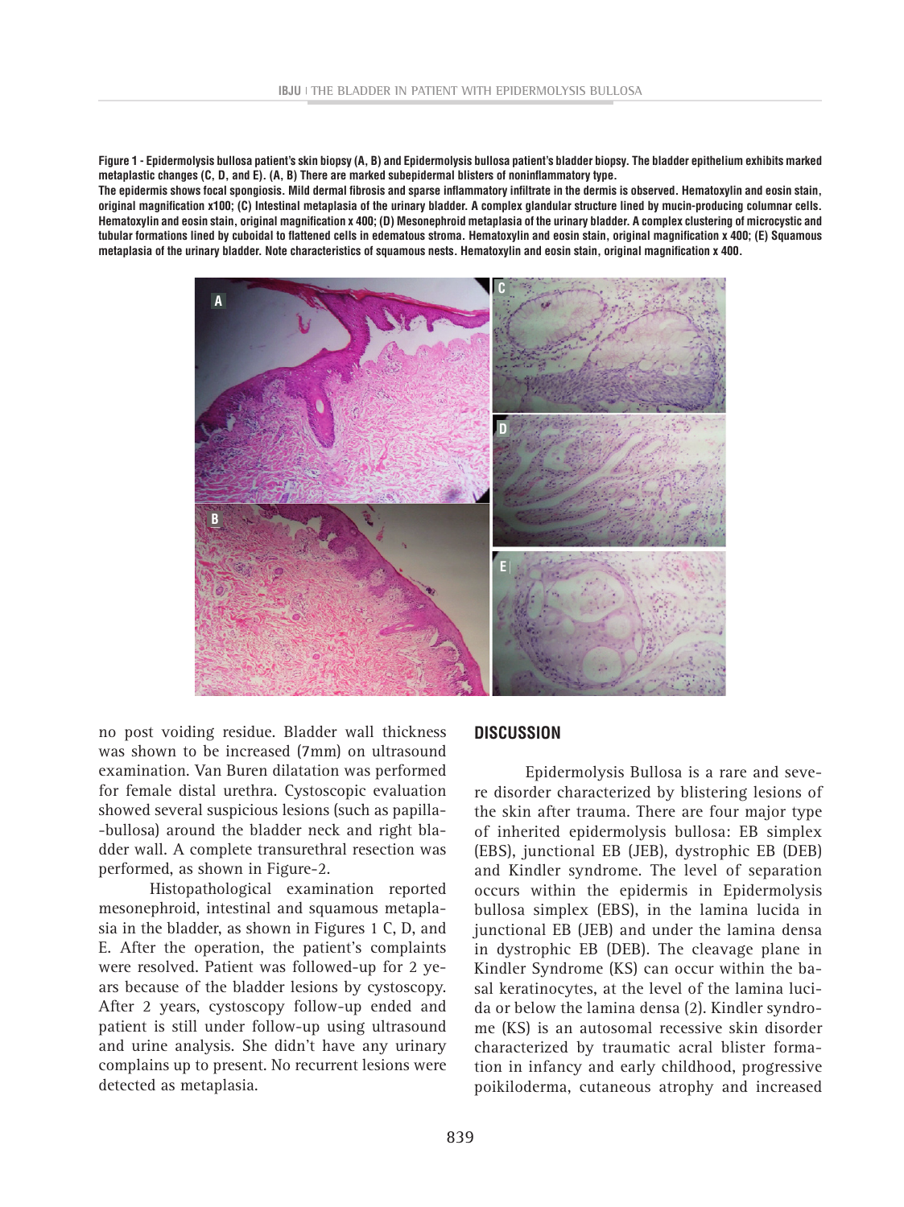**Figure 1 - Epidermolysis bullosa patient's skin biopsy (A, B) and Epidermolysis bullosa patient's bladder biopsy. The bladder epithelium exhibits marked metaplastic changes (C, D, and E). (A, B) There are marked subepidermal blisters of noninflammatory type.**
**The epidermis shows focal spongiosis. Mild dermal fibrosis and sparse inflammatory infiltrate in the dermis is observed. Hematoxylin and eosin stain, original magnification x100; (C) Intestinal metaplasia of the urinary bladder. A complex glandular structure lined by mucin-producing columnar cells. Hematoxylin and eosin stain, original magnification x 400; (D) Mesonephroid metaplasia of the urinary bladder. A complex clustering of microcystic and tubular formations lined by cuboidal to flattened cells in edematous stroma. Hematoxylin and eosin stain, original magnification x 400; (E) Squamous metaplasia of the urinary bladder. Note characteristics of squamous nests. Hematoxylin and eosin stain, original magnification x 400.**

no post voiding residue. Bladder wall thickness was shown to be increased (7mm) on ultrasound examination. Van Buren dilatation was performed for female distal urethra. Cystoscopic evaluation showed several suspicious lesions (such as papilla-bullosa) around the bladder neck and right bladder wall. A complete transurethral resection was performed, as shown in Figure-2.

Histopathological examination reported mesonephroid, intestinal and squamous metaplasia in the bladder, as shown in Figures 1 C, D, and E. After the operation, the patient's complaints were resolved. Patient was followed-up for 2 years because of the bladder lesions by cystoscopy. After 2 years, cystoscopy follow-up ended and patient is still under follow-up using ultrasound and urine analysis. She didn't have any urinary complains up to present. No recurrent lesions were detected as metaplasia.

## DISCUSSION

Epidermolysis Bullosa is a rare and severe disorder characterized by blistering lesions of the skin after trauma. There are four major type of inherited epidermolysis bullosa: EB simplex (EBS), junctional EB (JEB), dystrophic EB (DEB) and Kindler syndrome. The level of separation occurs within the epidermis in Epidermolysis bullosa simplex (EBS), in the lamina lucida in junctional EB (JEB) and under the lamina densa in dystrophic EB (DEB). The cleavage plane in Kindler Syndrome (KS) can occur within the basal keratinocytes, at the level of the lamina lucida or below the lamina densa (2). Kindler syndrome (KS) is an autosomal recessive skin disorder characterized by traumatic acral blister formation in infancy and early childhood, progressive poikiloderma, cutaneous atrophy and increased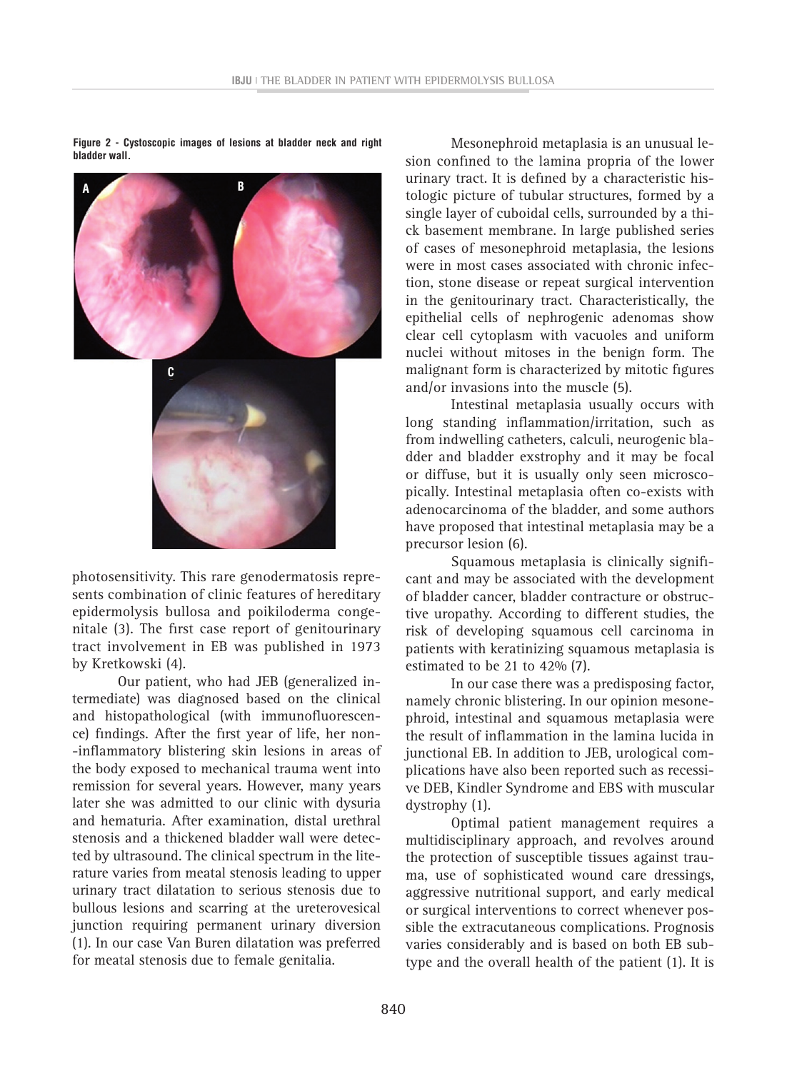**Figure 2 - Cystoscopic images of lesions at bladder neck and right bladder wall.**

photosensitivity. This rare genodermatosis represents combination of clinic features of hereditary epidermolysis bullosa and poikiloderma congenitale (3). The first case report of genitourinary tract involvement in EB was published in 1973 by Kretkowski (4).

Our patient, who had JEB (generalized intermediate) was diagnosed based on the clinical and histopathological (with immunofluorescence) findings. After the first year of life, her non-inflammatory blistering skin lesions in areas of the body exposed to mechanical trauma went into remission for several years. However, many years later she was admitted to our clinic with dysuria and hematuria. After examination, distal urethral stenosis and a thickened bladder wall were detected by ultrasound. The clinical spectrum in the literature varies from meatal stenosis leading to upper urinary tract dilatation to serious stenosis due to bullous lesions and scarring at the ureterovesical junction requiring permanent urinary diversion (1). In our case Van Buren dilatation was preferred for meatal stenosis due to female genitalia.

Mesonephroid metaplasia is an unusual lesion confined to the lamina propria of the lower urinary tract. It is defined by a characteristic histologic picture of tubular structures, formed by a single layer of cuboidal cells, surrounded by a thick basement membrane. In large published series of cases of mesonephroid metaplasia, the lesions were in most cases associated with chronic infection, stone disease or repeat surgical intervention in the genitourinary tract. Characteristically, the epithelial cells of nephrogenic adenomas show clear cell cytoplasm with vacuoles and uniform nuclei without mitoses in the benign form. The malignant form is characterized by mitotic figures and/or invasions into the muscle (5).

Intestinal metaplasia usually occurs with long standing inflammation/irritation, such as from indwelling catheters, calculi, neurogenic bladder and bladder exstrophy and it may be focal or diffuse, but it is usually only seen microscopically. Intestinal metaplasia often co-exists with adenocarcinoma of the bladder, and some authors have proposed that intestinal metaplasia may be a precursor lesion (6).

Squamous metaplasia is clinically significant and may be associated with the development of bladder cancer, bladder contracture or obstructive uropathy. According to different studies, the risk of developing squamous cell carcinoma in patients with keratinizing squamous metaplasia is estimated to be 21 to 42% (7).

In our case there was a predisposing factor, namely chronic blistering. In our opinion mesonephroid, intestinal and squamous metaplasia were the result of inflammation in the lamina lucida in junctional EB. In addition to JEB, urological complications have also been reported such as recessive DEB, Kindler Syndrome and EBS with muscular dystrophy (1).

Optimal patient management requires a multidisciplinary approach, and revolves around the protection of susceptible tissues against trauma, use of sophisticated wound care dressings, aggressive nutritional support, and early medical or surgical interventions to correct whenever possible the extracutaneous complications. Prognosis varies considerably and is based on both EB subtype and the overall health of the patient (1). It is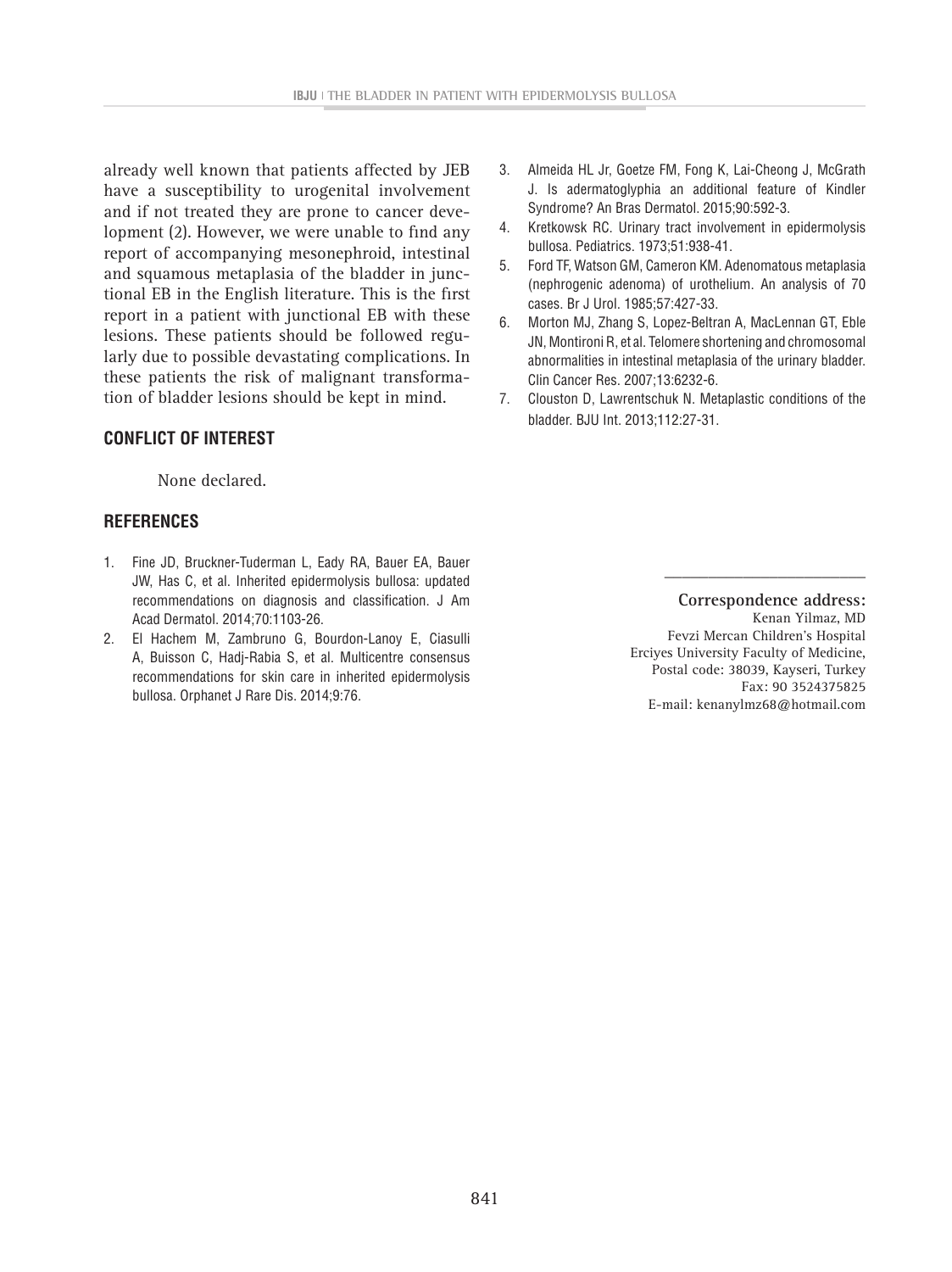already well known that patients affected by JEB have a susceptibility to urogenital involvement and if not treated they are prone to cancer development (2). However, we were unable to find any report of accompanying mesonephroid, intestinal and squamous metaplasia of the bladder in junctional EB in the English literature. This is the first report in a patient with junctional EB with these lesions. These patients should be followed regularly due to possible devastating complications. In these patients the risk of malignant transformation of bladder lesions should be kept in mind.

## CONFLICT OF INTEREST

None declared.

## REFERENCES

1. Fine JD, Bruckner-Tuderman L, Eady RA, Bauer EA, Bauer JW, Has C, et al. Inherited epidermolysis bullosa: updated recommendations on diagnosis and classification. J Am Acad Dermatol. 2014;70:1103-26.
2. El Hachem M, Zambruno G, Bourdon-Lanoy E, Ciasulli A, Buisson C, Hadj-Rabia S, et al. Multicentre consensus recommendations for skin care in inherited epidermolysis bullosa. Orphanet J Rare Dis. 2014;9:76.
3. Almeida HL Jr, Goetze FM, Fong K, Lai-Cheong J, McGrath J. Is adermatoglyphia an additional feature of Kindler Syndrome? An Bras Dermatol. 2015;90:592-3.
4. Kretkowsk RC. Urinary tract involvement in epidermolysis bullosa. Pediatrics. 1973;51:938-41.
5. Ford TF, Watson GM, Cameron KM. Adenomatous metaplasia (nephrogenic adenoma) of urothelium. An analysis of 70 cases. Br J Urol. 1985;57:427-33.
6. Morton MJ, Zhang S, Lopez-Beltran A, MacLennan GT, Eble JN, Montironi R, et al. Telomere shortening and chromosomal abnormalities in intestinal metaplasia of the urinary bladder. Clin Cancer Res. 2007;13:6232-6.
7. Clouston D, Lawrentschuk N. Metaplastic conditions of the bladder. BJU Int. 2013;112:27-31.

**Correspondence address:**
Kenan Yilmaz, MD
Fevzi Mercan Children's Hospital
Erciyes University Faculty of Medicine,
Postal code: 38039, Kayseri, Turkey
Fax: 90 3524375825
E-mail: kenanylmz68@hotmail.com